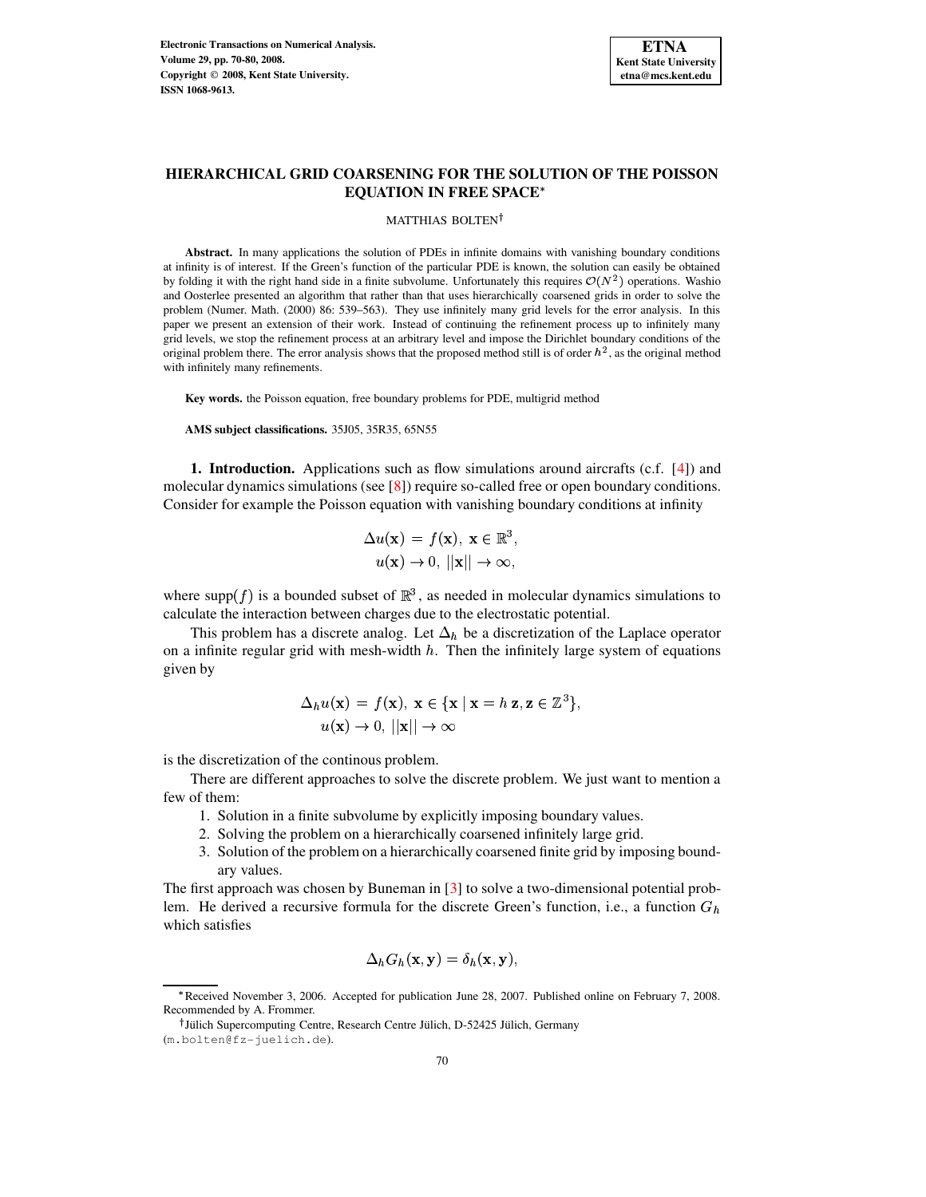# HIERARCHICAL GRID COARSENING FOR THE SOLUTION OF THE POISSON EQUATION IN FREE SPACE*

MATTHIAS BOLTEN†

**Abstract.** In many applications the solution of PDEs in infinite domains with vanishing boundary conditions at infinity is of interest. If the Green's function of the particular PDE is known, the solution can easily be obtained by folding it with the right hand side in a finite subvolume. Unfortunately this requires $\mathcal{O}(N^2)$ operations. Washio and Oosterlee presented an algorithm that rather than that uses hierarchically coarsened grids in order to solve the problem (Numer. Math. (2000) 86: 539–563). They use infinitely many grid levels for the error analysis. In this paper we present an extension of their work. Instead of continuing the refinement process up to infinitely many grid levels, we stop the refinement process at an arbitrary level and impose the Dirichlet boundary conditions of the original problem there. The error analysis shows that the proposed method still is of order $h^2$, as the original method with infinitely many refinements.

**Key words.** the Poisson equation, free boundary problems for PDE, multigrid method

**AMS subject classifications.** 35J05, 35R35, 65N55

**1. Introduction.** Applications such as flow simulations around aircrafts (c.f. [4]) and molecular dynamics simulations (see [8]) require so-called free or open boundary conditions. Consider for example the Poisson equation with vanishing boundary conditions at infinity

$$\Delta u(\mathbf{x}) = f(\mathbf{x}),\ \mathbf{x} \in \mathbb{R}^3,$$
$$u(\mathbf{x}) \to 0,\ ||\mathbf{x}|| \to \infty,$$

where $\text{supp}(f)$ is a bounded subset of $\mathbb{R}^3$, as needed in molecular dynamics simulations to calculate the interaction between charges due to the electrostatic potential.

This problem has a discrete analog. Let $\Delta_h$ be a discretization of the Laplace operator on a infinite regular grid with mesh-width $h$. Then the infinitely large system of equations given by

$$\Delta_h u(\mathbf{x}) = f(\mathbf{x}),\ \mathbf{x} \in \{\mathbf{x} \mid \mathbf{x} = h\,\mathbf{z}, \mathbf{z} \in \mathbb{Z}^3\},$$
$$u(\mathbf{x}) \to 0,\ ||\mathbf{x}|| \to \infty$$

is the discretization of the continous problem.

There are different approaches to solve the discrete problem. We just want to mention a few of them:

1. Solution in a finite subvolume by explicitly imposing boundary values.
2. Solving the problem on a hierarchically coarsened infinitely large grid.
3. Solution of the problem on a hierarchically coarsened finite grid by imposing boundary values.

The first approach was chosen by Buneman in [3] to solve a two-dimensional potential problem. He derived a recursive formula for the discrete Green's function, i.e., a function $G_h$ which satisfies

$$\Delta_h G_h(\mathbf{x}, \mathbf{y}) = \delta_h(\mathbf{x}, \mathbf{y}),$$

*Received November 3, 2006. Accepted for publication June 28, 2007. Published online on February 7, 2008. Recommended by A. Frommer.

†Jülich Supercomputing Centre, Research Centre Jülich, D-52425 Jülich, Germany (m.bolten@fz-juelich.de).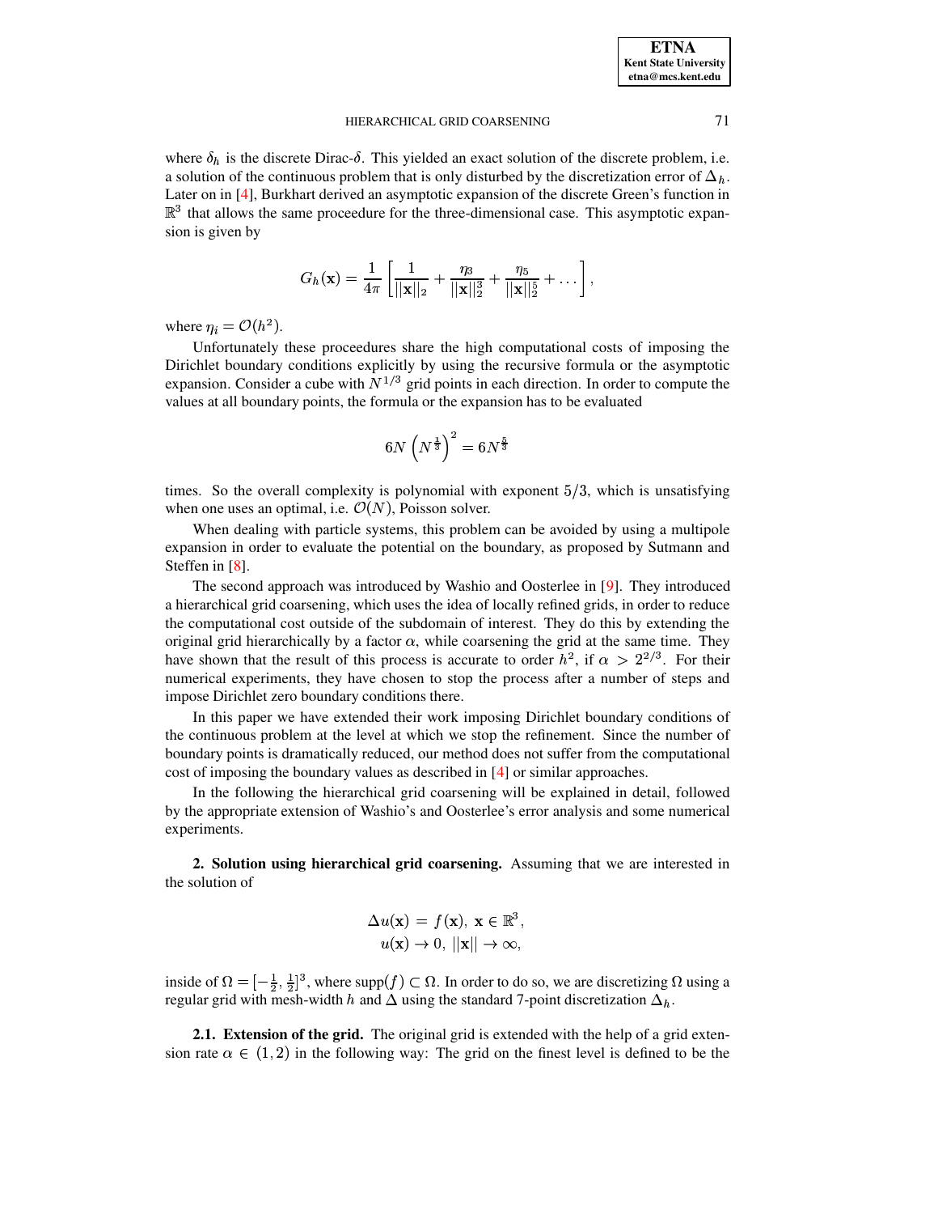where $\delta_h$ is the discrete Dirac-$\delta$. This yielded an exact solution of the discrete problem, i.e. a solution of the continuous problem that is only disturbed by the discretization error of $\Delta_h$. Later on in [4], Burkhart derived an asymptotic expansion of the discrete Green's function in $\mathbb{R}^3$ that allows the same proceedure for the three-dimensional case. This asymptotic expansion is given by

$$G_h(\mathbf{x}) = \frac{1}{4\pi}\left[\frac{1}{||\mathbf{x}||_2} + \frac{\eta_3}{||\mathbf{x}||_2^3} + \frac{\eta_5}{||\mathbf{x}||_2^5} + \dots\right],$$

where $\eta_i = \mathcal{O}(h^2)$.

Unfortunately these proceedures share the high computational costs of imposing the Dirichlet boundary conditions explicitly by using the recursive formula or the asymptotic expansion. Consider a cube with $N^{1/3}$ grid points in each direction. In order to compute the values at all boundary points, the formula or the expansion has to be evaluated

$$6N\left(N^{\frac{1}{3}}\right)^2 = 6N^{\frac{5}{3}}$$

times. So the overall complexity is polynomial with exponent $5/3$, which is unsatisfying when one uses an optimal, i.e. $\mathcal{O}(N)$, Poisson solver.

When dealing with particle systems, this problem can be avoided by using a multipole expansion in order to evaluate the potential on the boundary, as proposed by Sutmann and Steffen in [8].

The second approach was introduced by Washio and Oosterlee in [9]. They introduced a hierarchical grid coarsening, which uses the idea of locally refined grids, in order to reduce the computational cost outside of the subdomain of interest. They do this by extending the original grid hierarchically by a factor $\alpha$, while coarsening the grid at the same time. They have shown that the result of this process is accurate to order $h^2$, if $\alpha > 2^{2/3}$. For their numerical experiments, they have chosen to stop the process after a number of steps and impose Dirichlet zero boundary conditions there.

In this paper we have extended their work imposing Dirichlet boundary conditions of the continuous problem at the level at which we stop the refinement. Since the number of boundary points is dramatically reduced, our method does not suffer from the computational cost of imposing the boundary values as described in [4] or similar approaches.

In the following the hierarchical grid coarsening will be explained in detail, followed by the appropriate extension of Washio's and Oosterlee's error analysis and some numerical experiments.

## 2. Solution using hierarchical grid coarsening.

Assuming that we are interested in the solution of

$$\Delta u(\mathbf{x}) = f(\mathbf{x}),\ \mathbf{x} \in \mathbb{R}^3,$$
$$u(\mathbf{x}) \to 0,\ ||\mathbf{x}|| \to \infty,$$

inside of $\Omega = [-\frac{1}{2}, \frac{1}{2}]^3$, where $\text{supp}(f) \subset \Omega$. In order to do so, we are discretizing $\Omega$ using a regular grid with mesh-width $h$ and $\Delta$ using the standard 7-point discretization $\Delta_h$.

### 2.1. Extension of the grid.

The original grid is extended with the help of a grid extension rate $\alpha \in (1, 2)$ in the following way: The grid on the finest level is defined to be the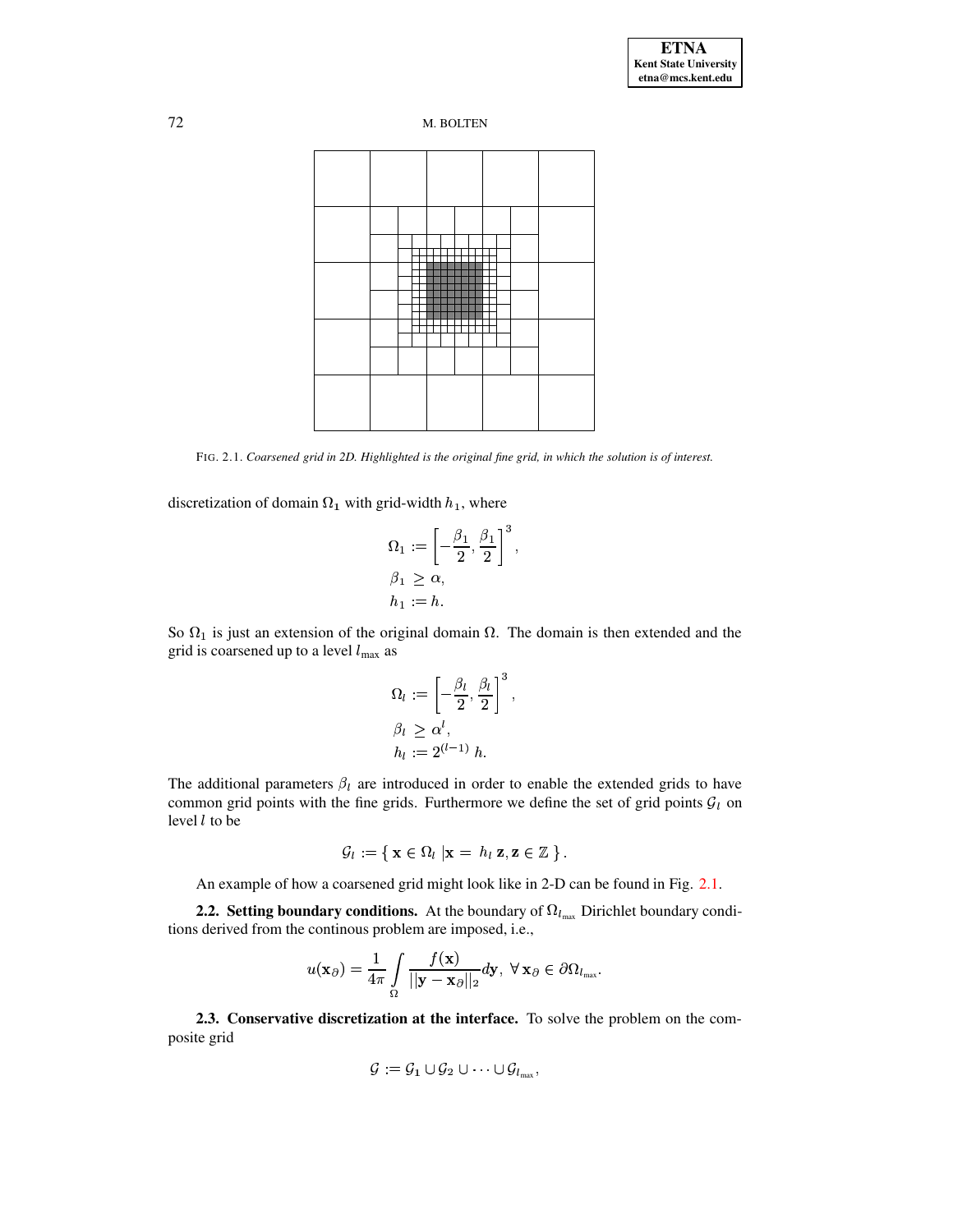FIG. 2.1. *Coarsened grid in 2D. Highlighted is the original fine grid, in which the solution is of interest.*

discretization of domain $\Omega_1$ with grid-width $h_1$, where

$$\Omega_1 := \left[-\frac{\beta_1}{2}, \frac{\beta_1}{2}\right]^3,$$
$$\beta_1 \geq \alpha,$$
$$h_1 := h.$$

So $\Omega_1$ is just an extension of the original domain $\Omega$. The domain is then extended and the grid is coarsened up to a level $l_{\max}$ as

$$\Omega_l := \left[-\frac{\beta_l}{2}, \frac{\beta_l}{2}\right]^3,$$
$$\beta_l \geq \alpha^l,$$
$$h_l := 2^{(l-1)}\, h.$$

The additional parameters $\beta_l$ are introduced in order to enable the extended grids to have common grid points with the fine grids. Furthermore we define the set of grid points $\mathcal{G}_l$ on level $l$ to be

$$\mathcal{G}_l := \left\{\, \mathbf{x} \in \Omega_l \;|\mathbf{x} = \, h_l\, \mathbf{z}, \mathbf{z} \in \mathbb{Z} \,\right\}.$$

An example of how a coarsened grid might look like in 2-D can be found in Fig. 2.1.

**2.2. Setting boundary conditions.** At the boundary of $\Omega_{l_{\max}}$ Dirichlet boundary conditions derived from the continous problem are imposed, i.e.,

$$u(\mathbf{x}_\partial) = \frac{1}{4\pi} \int\limits_{\Omega} \frac{f(\mathbf{x})}{||\mathbf{y} - \mathbf{x}_\partial||_2} d\mathbf{y}, \;\forall\, \mathbf{x}_\partial \in \partial\Omega_{l_{\max}}.$$

**2.3. Conservative discretization at the interface.** To solve the problem on the composite grid

$$\mathcal{G} := \mathcal{G}_1 \cup \mathcal{G}_2 \cup \cdots \cup \mathcal{G}_{l_{\max}},$$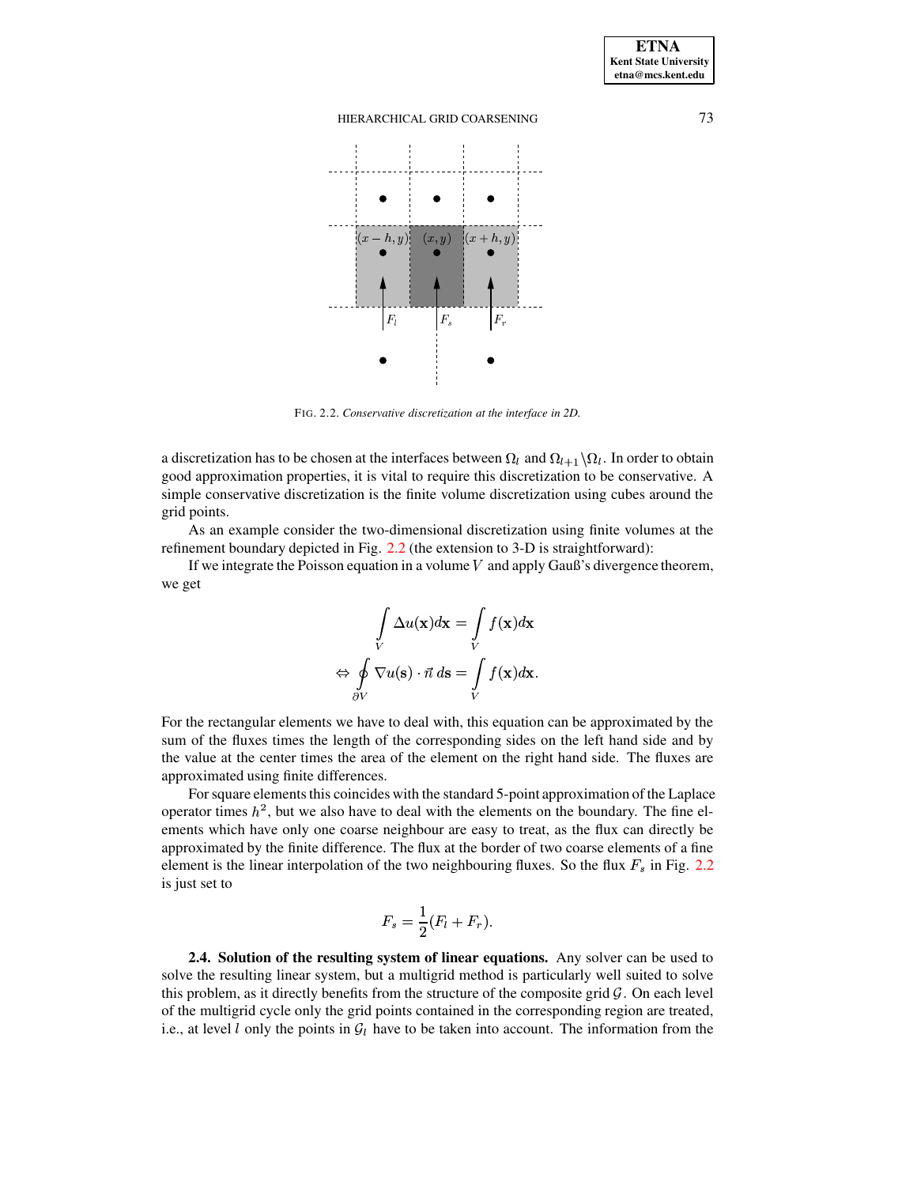FIG. 2.2. *Conservative discretization at the interface in 2D.*

a discretization has to be chosen at the interfaces between $\Omega_l$ and $\Omega_{l+1} \backslash \Omega_l$. In order to obtain good approximation properties, it is vital to require this discretization to be conservative. A simple conservative discretization is the finite volume discretization using cubes around the grid points.

As an example consider the two-dimensional discretization using finite volumes at the refinement boundary depicted in Fig. 2.2 (the extension to 3-D is straightforward):

If we integrate the Poisson equation in a volume $V$ and apply Gauß's divergence theorem, we get

$$\int_V \Delta u(\mathbf{x}) d\mathbf{x} = \int_V f(\mathbf{x}) d\mathbf{x}$$

$$\Leftrightarrow \oint_{\partial V} \nabla u(\mathbf{s}) \cdot \vec{n}\, d\mathbf{s} = \int_V f(\mathbf{x}) d\mathbf{x}.$$

For the rectangular elements we have to deal with, this equation can be approximated by the sum of the fluxes times the length of the corresponding sides on the left hand side and by the value at the center times the area of the element on the right hand side. The fluxes are approximated using finite differences.

For square elements this coincides with the standard 5-point approximation of the Laplace operator times $h^2$, but we also have to deal with the elements on the boundary. The fine elements which have only one coarse neighbour are easy to treat, as the flux can directly be approximated by the finite difference. The flux at the border of two coarse elements of a fine element is the linear interpolation of the two neighbouring fluxes. So the flux $F_s$ in Fig. 2.2 is just set to

$$F_s = \frac{1}{2}(F_l + F_r).$$

**2.4. Solution of the resulting system of linear equations.** Any solver can be used to solve the resulting linear system, but a multigrid method is particularly well suited to solve this problem, as it directly benefits from the structure of the composite grid $\mathcal{G}$. On each level of the multigrid cycle only the grid points contained in the corresponding region are treated, i.e., at level $l$ only the points in $\mathcal{G}_l$ have to be taken into account. The information from the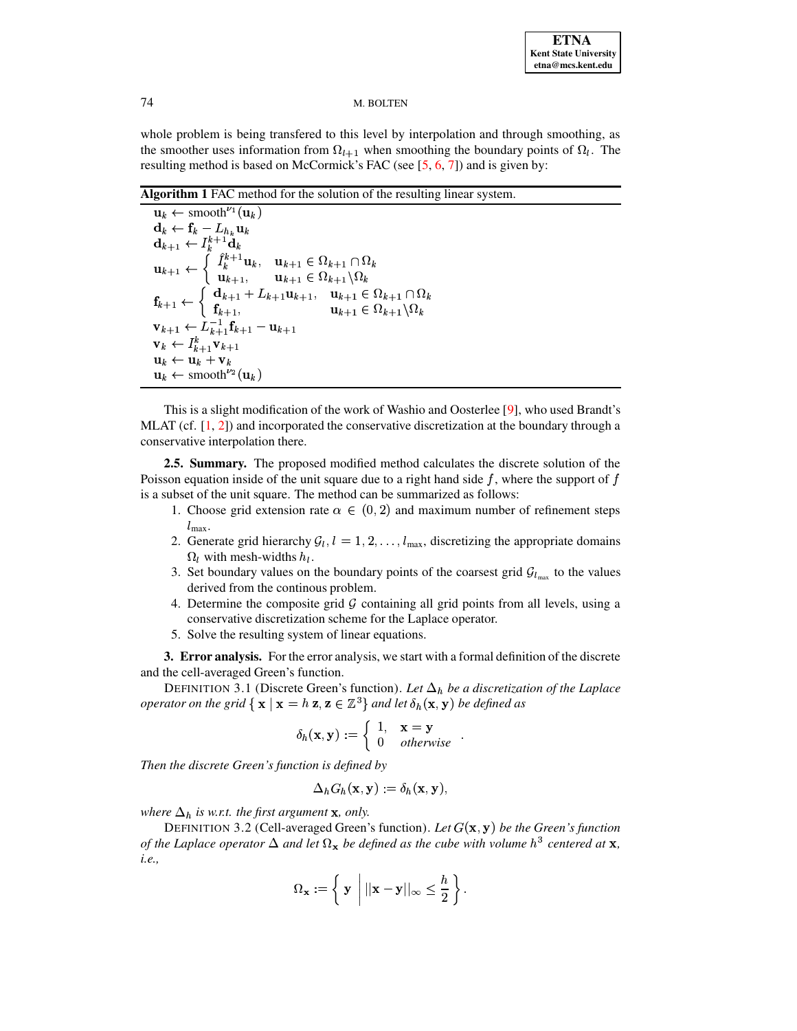whole problem is being transfered to this level by interpolation and through smoothing, as the smoother uses information from $\Omega_{l+1}$ when smoothing the boundary points of $\Omega_l$. The resulting method is based on McCormick's FAC (see [5, 6, 7]) and is given by:

**Algorithm 1** FAC method for the solution of the resulting linear system.

$$
\begin{aligned}
&\mathbf{u}_k \leftarrow \text{smooth}^{\nu_1}(\mathbf{u}_k)\\
&\mathbf{d}_k \leftarrow \mathbf{f}_k - L_{h_k}\mathbf{u}_k\\
&\mathbf{d}_{k+1} \leftarrow I_k^{k+1}\mathbf{d}_k\\
&\mathbf{u}_{k+1} \leftarrow \begin{cases} \hat{I}_k^{k+1}\mathbf{u}_k, & \mathbf{u}_{k+1} \in \Omega_{k+1} \cap \Omega_k \\ \mathbf{u}_{k+1}, & \mathbf{u}_{k+1} \in \Omega_{k+1} \backslash \Omega_k \end{cases}\\
&\mathbf{f}_{k+1} \leftarrow \begin{cases} \mathbf{d}_{k+1} + L_{k+1}\mathbf{u}_{k+1}, & \mathbf{u}_{k+1} \in \Omega_{k+1} \cap \Omega_k \\ \mathbf{f}_{k+1}, & \mathbf{u}_{k+1} \in \Omega_{k+1} \backslash \Omega_k \end{cases}\\
&\mathbf{v}_{k+1} \leftarrow L_{k+1}^{-1}\mathbf{f}_{k+1} - \mathbf{u}_{k+1}\\
&\mathbf{v}_k \leftarrow I_{k+1}^k \mathbf{v}_{k+1}\\
&\mathbf{u}_k \leftarrow \mathbf{u}_k + \mathbf{v}_k\\
&\mathbf{u}_k \leftarrow \text{smooth}^{\nu_2}(\mathbf{u}_k)
\end{aligned}
$$

This is a slight modification of the work of Washio and Oosterlee [9], who used Brandt's MLAT (cf. [1, 2]) and incorporated the conservative discretization at the boundary through a conservative interpolation there.

**2.5. Summary.** The proposed modified method calculates the discrete solution of the Poisson equation inside of the unit square due to a right hand side $f$, where the support of $f$ is a subset of the unit square. The method can be summarized as follows:

1. Choose grid extension rate $\alpha \in (0, 2)$ and maximum number of refinement steps $l_{\max}$.
2. Generate grid hierarchy $\mathcal{G}_l, l = 1, 2, \ldots, l_{\max}$, discretizing the appropriate domains $\Omega_l$ with mesh-widths $h_l$.
3. Set boundary values on the boundary points of the coarsest grid $\mathcal{G}_{l_{\max}}$ to the values derived from the continous problem.
4. Determine the composite grid $\mathcal{G}$ containing all grid points from all levels, using a conservative discretization scheme for the Laplace operator.
5. Solve the resulting system of linear equations.

**3. Error analysis.** For the error analysis, we start with a formal definition of the discrete and the cell-averaged Green's function.

DEFINITION 3.1 (Discrete Green's function). *Let $\Delta_h$ be a discretization of the Laplace operator on the grid $\{ \mathbf{x} \mid \mathbf{x} = h\,\mathbf{z}, \mathbf{z} \in \mathbb{Z}^3 \}$ and let $\delta_h(\mathbf{x}, \mathbf{y})$ be defined as*

$$
\delta_h(\mathbf{x}, \mathbf{y}) := \begin{cases} 1, & \mathbf{x} = \mathbf{y} \\ 0 & \textit{otherwise} \end{cases} .
$$

*Then the discrete Green's function is defined by*

$$
\Delta_h G_h(\mathbf{x}, \mathbf{y}) := \delta_h(\mathbf{x}, \mathbf{y}),
$$

*where $\Delta_h$ is w.r.t. the first argument $\mathbf{x}$, only.*

DEFINITION 3.2 (Cell-averaged Green's function). *Let $G(\mathbf{x}, \mathbf{y})$ be the Green's function of the Laplace operator $\Delta$ and let $\Omega_{\mathbf{x}}$ be defined as the cube with volume $h^3$ centered at $\mathbf{x}$, i.e.,*

$$
\Omega_{\mathbf{x}} := \left\{ \mathbf{y} \;\middle|\; ||\mathbf{x} - \mathbf{y}||_\infty \leq \frac{h}{2} \right\}.
$$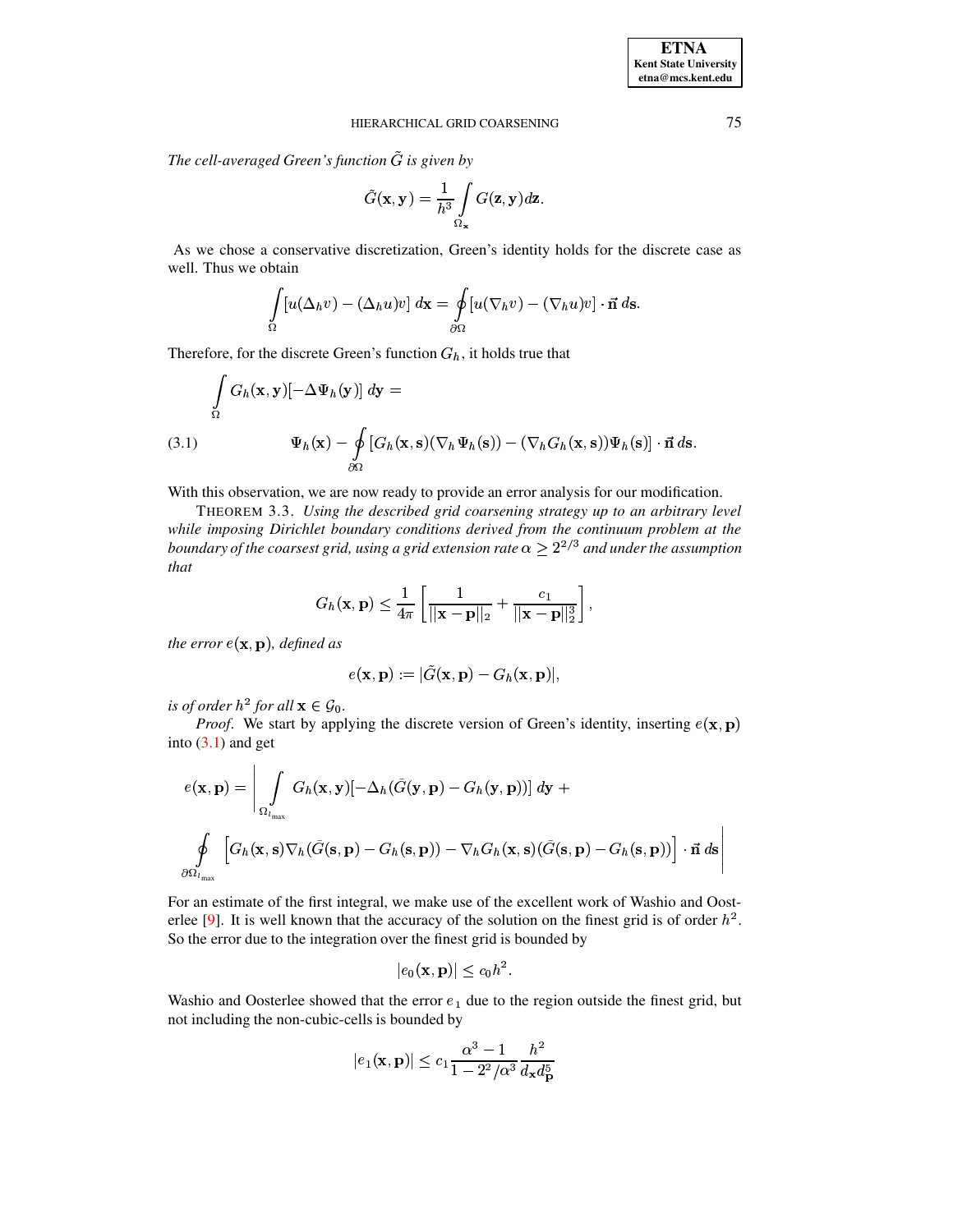*The cell-averaged Green's function $\tilde{G}$ is given by*

$$\tilde{G}(\mathbf{x}, \mathbf{y}) = \frac{1}{h^3} \int_{\Omega_{\mathbf{x}}} G(\mathbf{z}, \mathbf{y}) d\mathbf{z}.$$

As we chose a conservative discretization, Green's identity holds for the discrete case as well. Thus we obtain

$$\int_{\Omega} [u(\Delta_h v) - (\Delta_h u) v] \, d\mathbf{x} = \oint_{\partial\Omega} [u(\nabla_h v) - (\nabla_h u) v] \cdot \vec{\mathbf{n}} \, d\mathbf{s}.$$

Therefore, for the discrete Green's function $G_h$, it holds true that

$$\int_{\Omega} G_h(\mathbf{x}, \mathbf{y})[-\Delta \Psi_h(\mathbf{y})] \, d\mathbf{y} = \Psi_h(\mathbf{x}) - \oint_{\partial\Omega} [G_h(\mathbf{x}, \mathbf{s})(\nabla_h \Psi_h(\mathbf{s})) - (\nabla_h G_h(\mathbf{x}, \mathbf{s}))\Psi_h(\mathbf{s})] \cdot \vec{\mathbf{n}} \, d\mathbf{s}. \tag{3.1}$$

With this observation, we are now ready to provide an error analysis for our modification.

THEOREM 3.3. *Using the described grid coarsening strategy up to an arbitrary level while imposing Dirichlet boundary conditions derived from the continuum problem at the boundary of the coarsest grid, using a grid extension rate $\alpha \geq 2^{2/3}$ and under the assumption that*

$$G_h(\mathbf{x}, \mathbf{p}) \leq \frac{1}{4\pi} \left[ \frac{1}{||\mathbf{x} - \mathbf{p}||_2} + \frac{c_1}{||\mathbf{x} - \mathbf{p}||_2^3} \right],$$

*the error $e(\mathbf{x}, \mathbf{p})$, defined as*

$$e(\mathbf{x}, \mathbf{p}) := |\tilde{G}(\mathbf{x}, \mathbf{p}) - G_h(\mathbf{x}, \mathbf{p})|,$$

*is of order $h^2$ for all $\mathbf{x} \in \mathcal{G}_0$.*

*Proof.* We start by applying the discrete version of Green's identity, inserting $e(\mathbf{x}, \mathbf{p})$ into (3.1) and get

$$e(\mathbf{x}, \mathbf{p}) = \Bigg| \int_{\Omega_{l_{\max}}} G_h(\mathbf{x}, \mathbf{y})[-\Delta_h(\bar{G}(\mathbf{y}, \mathbf{p}) - G_h(\mathbf{y}, \mathbf{p}))] \, d\mathbf{y} +$$
$$\oint_{\partial\Omega_{l_{\max}}} \Big[ G_h(\mathbf{x}, \mathbf{s}) \nabla_h (\bar{G}(\mathbf{s}, \mathbf{p}) - G_h(\mathbf{s}, \mathbf{p})) - \nabla_h G_h(\mathbf{x}, \mathbf{s})(\bar{G}(\mathbf{s}, \mathbf{p}) - G_h(\mathbf{s}, \mathbf{p})) \Big] \cdot \vec{\mathbf{n}} \, d\mathbf{s} \Bigg|$$

For an estimate of the first integral, we make use of the excellent work of Washio and Oosterlee [9]. It is well known that the accuracy of the solution on the finest grid is of order $h^2$. So the error due to the integration over the finest grid is bounded by

$$|e_0(\mathbf{x}, \mathbf{p})| \leq c_0 h^2.$$

Washio and Oosterlee showed that the error $e_1$ due to the region outside the finest grid, but not including the non-cubic-cells is bounded by

$$|e_1(\mathbf{x}, \mathbf{p})| \leq c_1 \frac{\alpha^3 - 1}{1 - 2^2/\alpha^3} \frac{h^2}{d_{\mathbf{x}} d_{\mathbf{p}}^5}$$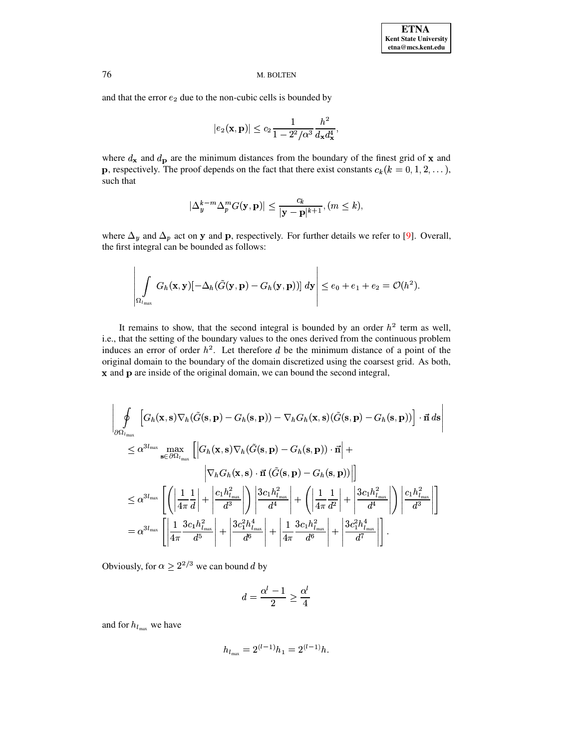and that the error $e_2$ due to the non-cubic cells is bounded by

$$|e_2(\mathbf{x}, \mathbf{p})| \leq c_2 \frac{1}{1 - 2^2/\alpha^3} \frac{h^2}{d_{\mathbf{x}} d_{\mathbf{x}}^4},$$

where $d_{\mathbf{x}}$ and $d_{\mathbf{p}}$ are the minimum distances from the boundary of the finest grid of $\mathbf{x}$ and $\mathbf{p}$, respectively. The proof depends on the fact that there exist constants $c_k (k = 0, 1, 2, \dots)$, such that

$$|\Delta_y^{k-m} \Delta_p^m G(\mathbf{y}, \mathbf{p})| \leq \frac{c_k}{|\mathbf{y} - \mathbf{p}|^{k+1}}, (m \leq k),$$

where $\Delta_y$ and $\Delta_p$ act on $\mathbf{y}$ and $\mathbf{p}$, respectively. For further details we refer to [9]. Overall, the first integral can be bounded as follows:

$$\left| \int_{\Omega_{l_{\max}}} G_h(\mathbf{x}, \mathbf{y}) [-\Delta_h (\tilde{G}(\mathbf{y}, \mathbf{p}) - G_h(\mathbf{y}, \mathbf{p}))] \, d\mathbf{y} \right| \leq e_0 + e_1 + e_2 = \mathcal{O}(h^2).$$

It remains to show, that the second integral is bounded by an order $h^2$ term as well, i.e., that the setting of the boundary values to the ones derived from the continuous problem induces an error of order $h^2$. Let therefore $d$ be the minimum distance of a point of the original domain to the boundary of the domain discretized using the coarsest grid. As both, $\mathbf{x}$ and $\mathbf{p}$ are inside of the original domain, we can bound the second integral,

$$\begin{aligned}
&\left| \oint_{\partial\Omega_{l_{\max}}} \left[ G_h(\mathbf{x}, \mathbf{s}) \nabla_h (\tilde{G}(\mathbf{s}, \mathbf{p}) - G_h(\mathbf{s}, \mathbf{p})) - \nabla_h G_h(\mathbf{x}, \mathbf{s}) (\tilde{G}(\mathbf{s}, \mathbf{p}) - G_h(\mathbf{s}, \mathbf{p})) \right] \cdot \vec{\mathbf{n}} \, d\mathbf{s} \right| \\
&\leq \alpha^{3l_{\max}} \max_{\mathbf{s} \in \partial\Omega_{l_{\max}}} \left[ \left| G_h(\mathbf{x}, \mathbf{s}) \nabla_h (\tilde{G}(\mathbf{s}, \mathbf{p}) - G_h(\mathbf{s}, \mathbf{p})) \cdot \vec{\mathbf{n}} \right| + \right. \\
&\qquad\qquad \left. \left| \nabla_h G_h(\mathbf{x}, \mathbf{s}) \cdot \vec{\mathbf{n}} \, (\tilde{G}(\mathbf{s}, \mathbf{p}) - G_h(\mathbf{s}, \mathbf{p})) \right| \right] \\
&\leq \alpha^{3l_{\max}} \left[ \left( \left| \frac{1}{4\pi} \frac{1}{d} \right| + \left| \frac{c_1 h_{l_{\max}}^2}{d^3} \right| \right) \left| \frac{3c_1 h_{l_{\max}}^2}{d^4} \right| + \left( \left| \frac{1}{4\pi} \frac{1}{d^2} \right| + \left| \frac{3c_1 h_{l_{\max}}^2}{d^4} \right| \right) \left| \frac{c_1 h_{l_{\max}}^2}{d^3} \right| \right] \\
&= \alpha^{3l_{\max}} \left[ \left| \frac{1}{4\pi} \frac{3c_1 h_{l_{\max}}^2}{d^5} \right| + \left| \frac{3c_1^2 h_{l_{\max}}^4}{d^6} \right| + \left| \frac{1}{4\pi} \frac{3c_1 h_{l_{\max}}^2}{d^6} \right| + \left| \frac{3c_1^2 h_{l_{\max}}^4}{d^7} \right| \right].
\end{aligned}$$

Obviously, for $\alpha \geq 2^{2/3}$ we can bound $d$ by

$$d = \frac{\alpha^l - 1}{2} \geq \frac{\alpha^l}{4}$$

and for $h_{l_{\max}}$ we have

$$h_{l_{\max}} = 2^{(l-1)} h_1 = 2^{(l-1)} h.$$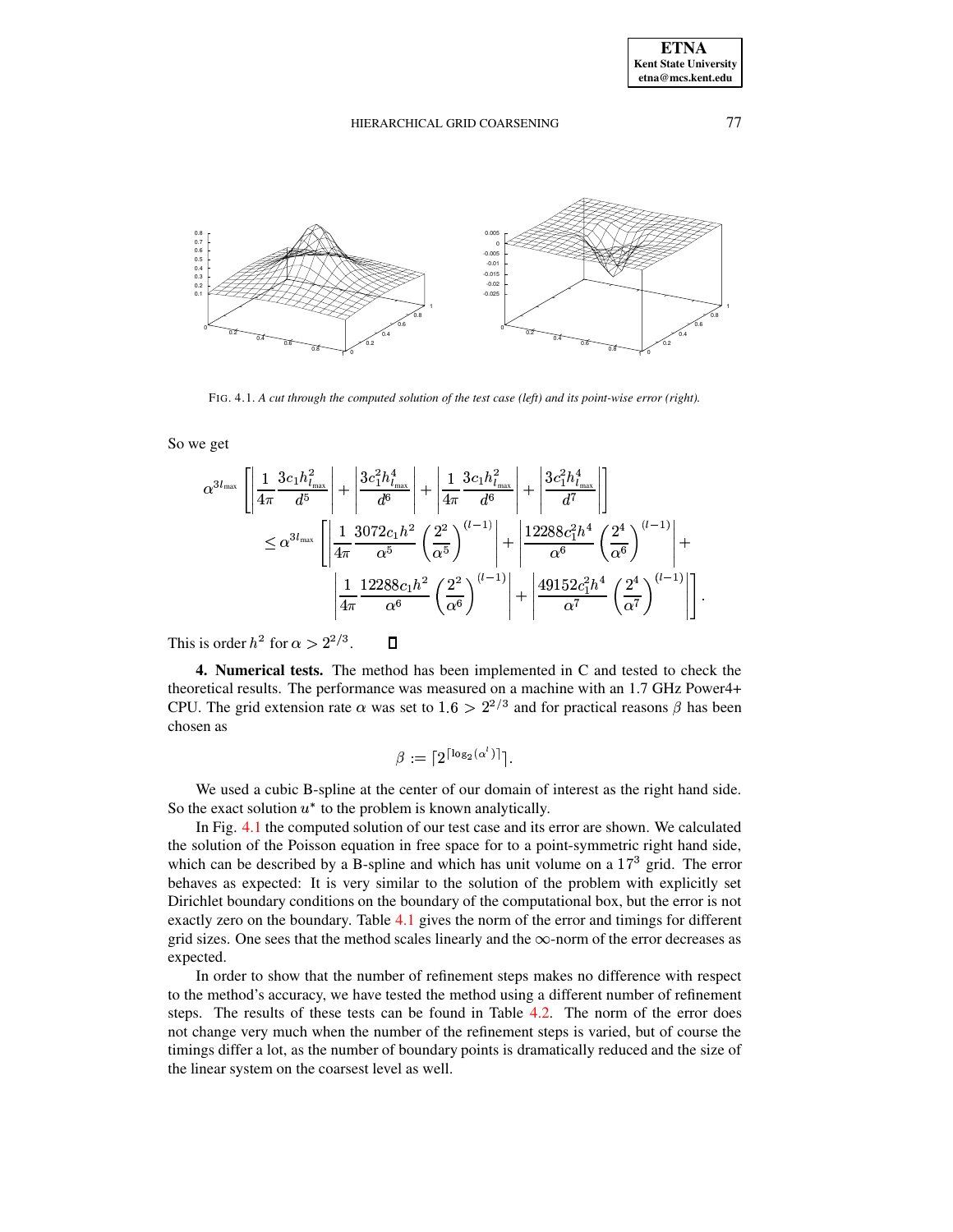FIG. 4.1. *A cut through the computed solution of the test case (left) and its point-wise error (right).*

So we get

$$
\begin{aligned}
\alpha^{3l_{\max}} & \left[ \left| \frac{1}{4\pi} \frac{3c_1 h_{l_{\max}}^2}{d^5} \right| + \left| \frac{3c_1^2 h_{l_{\max}}^4}{d^6} \right| + \left| \frac{1}{4\pi} \frac{3c_1 h_{l_{\max}}^2}{d^6} \right| + \left| \frac{3c_1^2 h_{l_{\max}}^4}{d^7} \right| \right] \\
& \leq \alpha^{3l_{\max}} \left[ \left| \frac{1}{4\pi} \frac{3072 c_1 h^2}{\alpha^5} \left( \frac{2^2}{\alpha^5} \right)^{(l-1)} \right| + \left| \frac{12288 c_1^2 h^4}{\alpha^6} \left( \frac{2^4}{\alpha^6} \right)^{(l-1)} \right| + \right. \\
& \qquad \left. \left| \frac{1}{4\pi} \frac{12288 c_1 h^2}{\alpha^6} \left( \frac{2^2}{\alpha^6} \right)^{(l-1)} \right| + \left| \frac{49152 c_1^2 h^4}{\alpha^7} \left( \frac{2^4}{\alpha^7} \right)^{(l-1)} \right| \right].
\end{aligned}
$$

This is order $h^2$ for $\alpha > 2^{2/3}$. ◻

**4. Numerical tests.** The method has been implemented in C and tested to check the theoretical results. The performance was measured on a machine with an 1.7 GHz Power4+ CPU. The grid extension rate $\alpha$ was set to $1.6 > 2^{2/3}$ and for practical reasons $\beta$ has been chosen as

$$
\beta := \lceil 2^{\lceil \log_2(\alpha^l) \rceil} \rceil .
$$

We used a cubic B-spline at the center of our domain of interest as the right hand side. So the exact solution $u^*$ to the problem is known analytically.

In Fig. 4.1 the computed solution of our test case and its error are shown. We calculated the solution of the Poisson equation in free space for to a point-symmetric right hand side, which can be described by a B-spline and which has unit volume on a $17^3$ grid. The error behaves as expected: It is very similar to the solution of the problem with explicitly set Dirichlet boundary conditions on the boundary of the computational box, but the error is not exactly zero on the boundary. Table 4.1 gives the norm of the error and timings for different grid sizes. One sees that the method scales linearly and the $\infty$-norm of the error decreases as expected.

In order to show that the number of refinement steps makes no difference with respect to the method's accuracy, we have tested the method using a different number of refinement steps. The results of these tests can be found in Table 4.2. The norm of the error does not change very much when the number of the refinement steps is varied, but of course the timings differ a lot, as the number of boundary points is dramatically reduced and the size of the linear system on the coarsest level as well.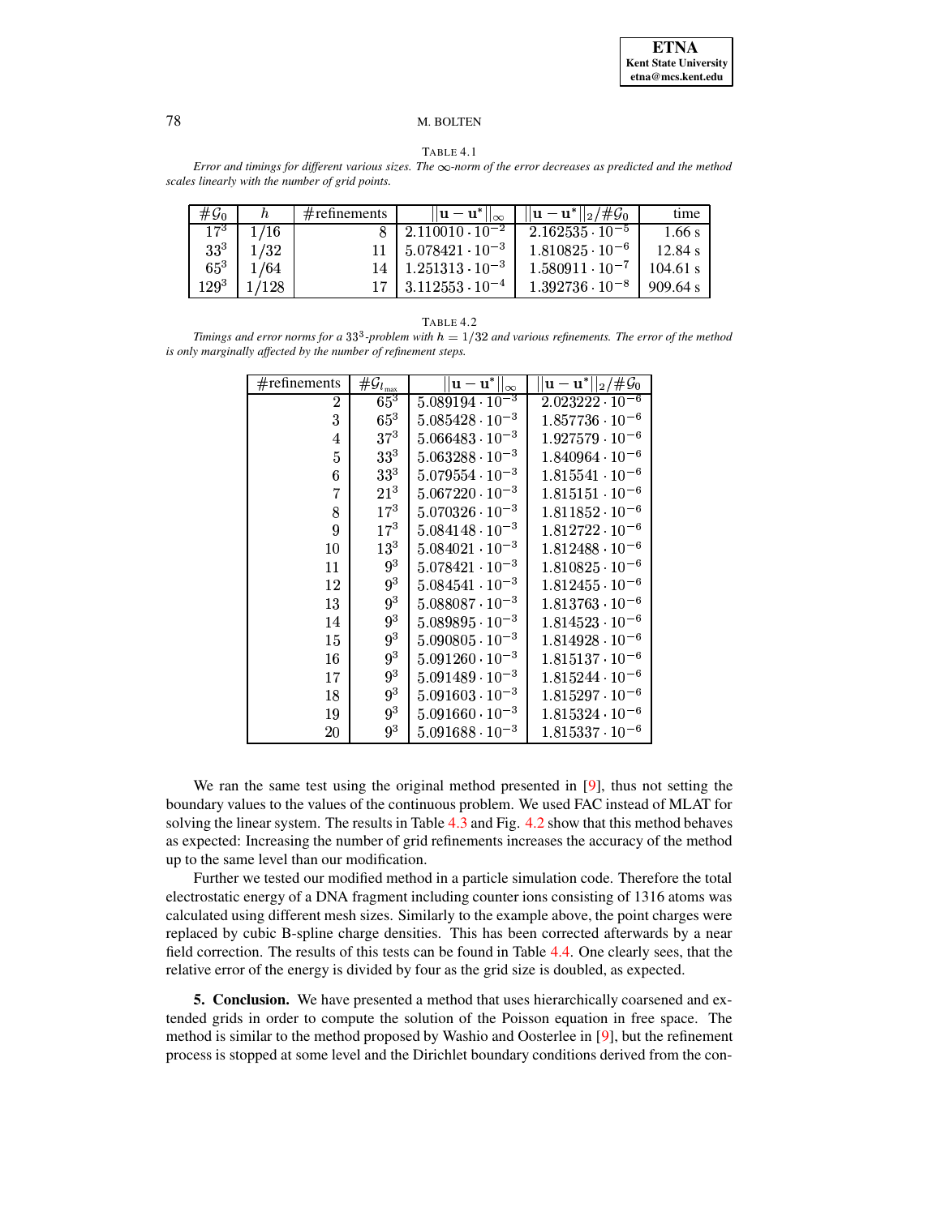TABLE 4.1

*Error and timings for different various sizes. The $\infty$-norm of the error decreases as predicted and the method scales linearly with the number of grid points.*

| $\#\mathcal{G}_0$ | $h$ | #refinements | $\|\|\mathbf{u}-\mathbf{u}^*\|\|_\infty$ | $\|\|\mathbf{u}-\mathbf{u}^*\|\|_2/\#\mathcal{G}_0$ | time |
|---|---|---|---|---|---|
| $17^3$ | $1/16$ | 8 | $2.110010 \cdot 10^{-2}$ | $2.162535 \cdot 10^{-5}$ | 1.66 s |
| $33^3$ | $1/32$ | 11 | $5.078421 \cdot 10^{-3}$ | $1.810825 \cdot 10^{-6}$ | 12.84 s |
| $65^3$ | $1/64$ | 14 | $1.251313 \cdot 10^{-3}$ | $1.580911 \cdot 10^{-7}$ | 104.61 s |
| $129^3$ | $1/128$ | 17 | $3.112553 \cdot 10^{-4}$ | $1.392736 \cdot 10^{-8}$ | 909.64 s |

TABLE 4.2

*Timings and error norms for a $33^3$-problem with $h = 1/32$ and various refinements. The error of the method is only marginally affected by the number of refinement steps.*

| #refinements | $\#\mathcal{G}_{l_{\max}}$ | $\|\|\mathbf{u}-\mathbf{u}^*\|\|_\infty$ | $\|\|\mathbf{u}-\mathbf{u}^*\|\|_2/\#\mathcal{G}_0$ |
|---|---|---|---|
| 2 | $65^3$ | $5.089194 \cdot 10^{-3}$ | $2.023222 \cdot 10^{-6}$ |
| 3 | $65^3$ | $5.085428 \cdot 10^{-3}$ | $1.857736 \cdot 10^{-6}$ |
| 4 | $37^3$ | $5.066483 \cdot 10^{-3}$ | $1.927579 \cdot 10^{-6}$ |
| 5 | $33^3$ | $5.063288 \cdot 10^{-3}$ | $1.840964 \cdot 10^{-6}$ |
| 6 | $33^3$ | $5.079554 \cdot 10^{-3}$ | $1.815541 \cdot 10^{-6}$ |
| 7 | $21^3$ | $5.067220 \cdot 10^{-3}$ | $1.815151 \cdot 10^{-6}$ |
| 8 | $17^3$ | $5.070326 \cdot 10^{-3}$ | $1.811852 \cdot 10^{-6}$ |
| 9 | $17^3$ | $5.084148 \cdot 10^{-3}$ | $1.812722 \cdot 10^{-6}$ |
| 10 | $13^3$ | $5.084021 \cdot 10^{-3}$ | $1.812488 \cdot 10^{-6}$ |
| 11 | $9^3$ | $5.078421 \cdot 10^{-3}$ | $1.810825 \cdot 10^{-6}$ |
| 12 | $9^3$ | $5.084541 \cdot 10^{-3}$ | $1.812455 \cdot 10^{-6}$ |
| 13 | $9^3$ | $5.088087 \cdot 10^{-3}$ | $1.813763 \cdot 10^{-6}$ |
| 14 | $9^3$ | $5.089895 \cdot 10^{-3}$ | $1.814523 \cdot 10^{-6}$ |
| 15 | $9^3$ | $5.090805 \cdot 10^{-3}$ | $1.814928 \cdot 10^{-6}$ |
| 16 | $9^3$ | $5.091260 \cdot 10^{-3}$ | $1.815137 \cdot 10^{-6}$ |
| 17 | $9^3$ | $5.091489 \cdot 10^{-3}$ | $1.815244 \cdot 10^{-6}$ |
| 18 | $9^3$ | $5.091603 \cdot 10^{-3}$ | $1.815297 \cdot 10^{-6}$ |
| 19 | $9^3$ | $5.091660 \cdot 10^{-3}$ | $1.815324 \cdot 10^{-6}$ |
| 20 | $9^3$ | $5.091688 \cdot 10^{-3}$ | $1.815337 \cdot 10^{-6}$ |

We ran the same test using the original method presented in [9], thus not setting the boundary values to the values of the continuous problem. We used FAC instead of MLAT for solving the linear system. The results in Table 4.3 and Fig. 4.2 show that this method behaves as expected: Increasing the number of grid refinements increases the accuracy of the method up to the same level than our modification.

Further we tested our modified method in a particle simulation code. Therefore the total electrostatic energy of a DNA fragment including counter ions consisting of 1316 atoms was calculated using different mesh sizes. Similarly to the example above, the point charges were replaced by cubic B-spline charge densities. This has been corrected afterwards by a near field correction. The results of this tests can be found in Table 4.4. One clearly sees, that the relative error of the energy is divided by four as the grid size is doubled, as expected.

**5. Conclusion.** We have presented a method that uses hierarchically coarsened and extended grids in order to compute the solution of the Poisson equation in free space. The method is similar to the method proposed by Washio and Oosterlee in [9], but the refinement process is stopped at some level and the Dirichlet boundary conditions derived from the con-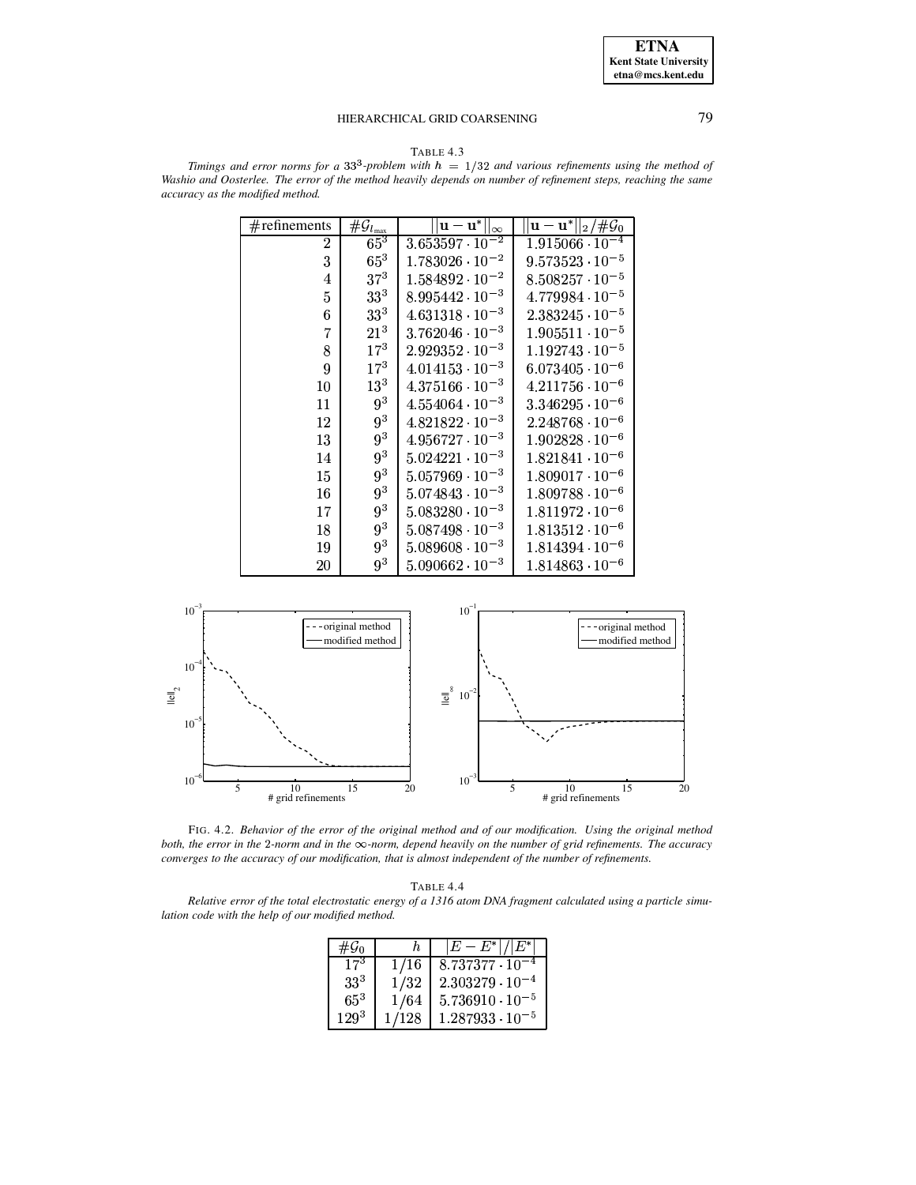TABLE 4.3

*Timings and error norms for a $33^3$-problem with $h = 1/32$ and various refinements using the method of Washio and Oosterlee. The error of the method heavily depends on number of refinement steps, reaching the same accuracy as the modified method.*

| #refinements | $\#\mathcal{G}_{l_{\max}}$ | $\|\|\mathbf{u}-\mathbf{u}^*\|\|_\infty$ | $\|\|\mathbf{u}-\mathbf{u}^*\|\|_2/\#\mathcal{G}_0$ |
|---|---|---|---|
| 2 | $65^3$ | $3.653597 \cdot 10^{-2}$ | $1.915066 \cdot 10^{-4}$ |
| 3 | $65^3$ | $1.783026 \cdot 10^{-2}$ | $9.573523 \cdot 10^{-5}$ |
| 4 | $37^3$ | $1.584892 \cdot 10^{-2}$ | $8.508257 \cdot 10^{-5}$ |
| 5 | $33^3$ | $8.995442 \cdot 10^{-3}$ | $4.779984 \cdot 10^{-5}$ |
| 6 | $33^3$ | $4.631318 \cdot 10^{-3}$ | $2.383245 \cdot 10^{-5}$ |
| 7 | $21^3$ | $3.762046 \cdot 10^{-3}$ | $1.905511 \cdot 10^{-5}$ |
| 8 | $17^3$ | $2.929352 \cdot 10^{-3}$ | $1.192743 \cdot 10^{-5}$ |
| 9 | $17^3$ | $4.014153 \cdot 10^{-3}$ | $6.073405 \cdot 10^{-6}$ |
| 10 | $13^3$ | $4.375166 \cdot 10^{-3}$ | $4.211756 \cdot 10^{-6}$ |
| 11 | $9^3$ | $4.554064 \cdot 10^{-3}$ | $3.346295 \cdot 10^{-6}$ |
| 12 | $9^3$ | $4.821822 \cdot 10^{-3}$ | $2.248768 \cdot 10^{-6}$ |
| 13 | $9^3$ | $4.956727 \cdot 10^{-3}$ | $1.902828 \cdot 10^{-6}$ |
| 14 | $9^3$ | $5.024221 \cdot 10^{-3}$ | $1.821841 \cdot 10^{-6}$ |
| 15 | $9^3$ | $5.057969 \cdot 10^{-3}$ | $1.809017 \cdot 10^{-6}$ |
| 16 | $9^3$ | $5.074843 \cdot 10^{-3}$ | $1.809788 \cdot 10^{-6}$ |
| 17 | $9^3$ | $5.083280 \cdot 10^{-3}$ | $1.811972 \cdot 10^{-6}$ |
| 18 | $9^3$ | $5.087498 \cdot 10^{-3}$ | $1.813512 \cdot 10^{-6}$ |
| 19 | $9^3$ | $5.089608 \cdot 10^{-3}$ | $1.814394 \cdot 10^{-6}$ |
| 20 | $9^3$ | $5.090662 \cdot 10^{-3}$ | $1.814863 \cdot 10^{-6}$ |

FIG. 4.2. *Behavior of the error of the original method and of our modification. Using the original method both, the error in the 2-norm and in the $\infty$-norm, depend heavily on the number of grid refinements. The accuracy converges to the accuracy of our modification, that is almost independent of the number of refinements.*

TABLE 4.4

*Relative error of the total electrostatic energy of a 1316 atom DNA fragment calculated using a particle simulation code with the help of our modified method.*

| $\#\mathcal{G}_0$ | $h$ | $\|E - E^*\|/\|E^*\|$ |
|---|---|---|
| $17^3$ | $1/16$ | $8.737377 \cdot 10^{-4}$ |
| $33^3$ | $1/32$ | $2.303279 \cdot 10^{-4}$ |
| $65^3$ | $1/64$ | $5.736910 \cdot 10^{-5}$ |
| $129^3$ | $1/128$ | $1.287933 \cdot 10^{-5}$ |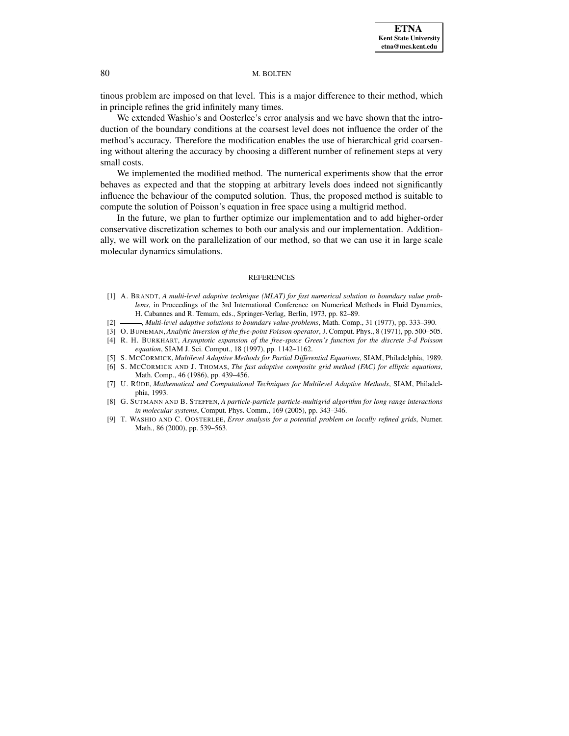tinous problem are imposed on that level. This is a major difference to their method, which in principle refines the grid infinitely many times.

We extended Washio's and Oosterlee's error analysis and we have shown that the introduction of the boundary conditions at the coarsest level does not influence the order of the method's accuracy. Therefore the modification enables the use of hierarchical grid coarsening without altering the accuracy by choosing a different number of refinement steps at very small costs.

We implemented the modified method. The numerical experiments show that the error behaves as expected and that the stopping at arbitrary levels does indeed not significantly influence the behaviour of the computed solution. Thus, the proposed method is suitable to compute the solution of Poisson's equation in free space using a multigrid method.

In the future, we plan to further optimize our implementation and to add higher-order conservative discretization schemes to both our analysis and our implementation. Additionally, we will work on the parallelization of our method, so that we can use it in large scale molecular dynamics simulations.

## REFERENCES

[1] A. BRANDT, *A multi-level adaptive technique (MLAT) for fast numerical solution to boundary value problems*, in Proceedings of the 3rd International Conference on Numerical Methods in Fluid Dynamics, H. Cabannes and R. Temam, eds., Springer-Verlag, Berlin, 1973, pp. 82–89.

[2] ———, *Multi-level adaptive solutions to boundary value-problems*, Math. Comp., 31 (1977), pp. 333–390.

[3] O. BUNEMAN, *Analytic inversion of the five-point Poisson operator*, J. Comput. Phys., 8 (1971), pp. 500–505.

[4] R. H. BURKHART, *Asymptotic expansion of the free-space Green's function for the discrete 3-d Poisson equation*, SIAM J. Sci. Comput., 18 (1997), pp. 1142–1162.

[5] S. MCCORMICK, *Multilevel Adaptive Methods for Partial Differential Equations*, SIAM, Philadelphia, 1989.

[6] S. MCCORMICK AND J. THOMAS, *The fast adaptive composite grid method (FAC) for elliptic equations*, Math. Comp., 46 (1986), pp. 439–456.

[7] U. RÜDE, *Mathematical and Computational Techniques for Multilevel Adaptive Methods*, SIAM, Philadelphia, 1993.

[8] G. SUTMANN AND B. STEFFEN, *A particle-particle particle-multigrid algorithm for long range interactions in molecular systems*, Comput. Phys. Comm., 169 (2005), pp. 343–346.

[9] T. WASHIO AND C. OOSTERLEE, *Error analysis for a potential problem on locally refined grids*, Numer. Math., 86 (2000), pp. 539–563.